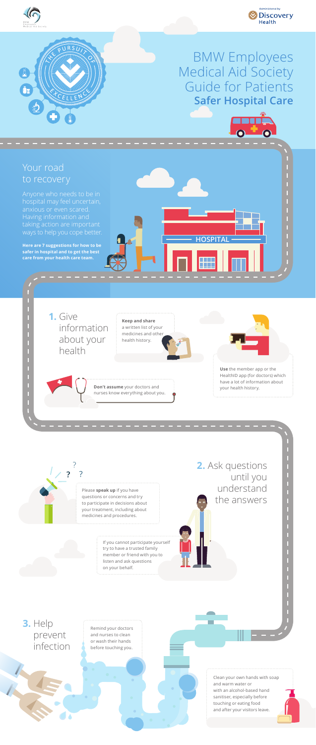# BMW Employees Medical Aid Society Guide for Patients

## Safer Hospital Care

## Your road to recovery

Anyone who needs to be in hospital may feel uncertain, anxious or even scared. Having information and taking action are important ways to help you cope better.

**Here are 7 suggestions for how to be safer in hospital and to get the best care from your health care team.**

HOSPITAL

### 1. Give information about your health

**Keep and share** a written list of your medicines and other health history.

**Use** the member app or the HealthID app (for doctors) which have a lot of information about your health history.

**Don't assume** your doctors and nurses know everything about you.

### 2. Ask questions until you understand the answers

Please **speak up** if you have questions or concerns and try to participate in decisions about your treatment, including about medicines and procedures.

If you cannot participate yourself try to have a trusted family member or friend with you to listen and ask questions on your behalf.

### 3. Help prevent infection

Remind your doctors and nurses to clean or wash their hands before touching you.

Clean your own hands with soap and warm water or with an alcohol-based hand sanitiser, especially before touching or eating food and after your visitors leave.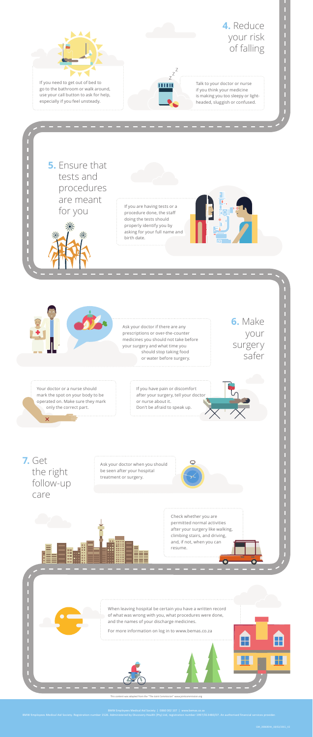## 4. Reduce your risk of falling

If you need to get out of bed to go to the bathroom or walk around, use your call button to ask for help, especially if you feel unsteady.

Talk to your doctor or nurse if you think your medicine is making you too sleepy or light-headed, sluggish or confused.

## 5. Ensure that tests and procedures are meant for you

If you are having tests or a procedure done, the staff doing the tests should properly identify you by asking for your full name and birth date.

## 6. Make your surgery safer

Ask your doctor if there are any prescriptions or over-the-counter medicines you should not take before your surgery and what time you should stop taking food or water before surgery.

Your doctor or a nurse should mark the spot on your body to be operated on. Make sure they mark only the correct part.

If you have pain or discomfort after your surgery, tell your doctor or nurse about it. Don't be afraid to speak up.

## 7. Get the right follow-up care

Ask your doctor when you should be seen after your hospital treatment or surgery.

Check whether you are permitted normal activities after your surgery like walking, climbing stairs, and driving, and, if not, when you can resume.

When leaving hospital be certain you have a written record of what was wrong with you, what procedures were done, and the names of your discharge medicines.

For more information on log in to www.bemas.co.za

This content was adapted from the "The Joint Commission" www.jointcommission.org

BMW Employees Medical Aid Society | 0860 002 107 | www.bemas.co.za

BMW Employees Medical Aid Society. Registration number 1526. Administered by Discovery Health (Pty) Ltd, registration number 1997/013480/07. An authorised financial services provider.